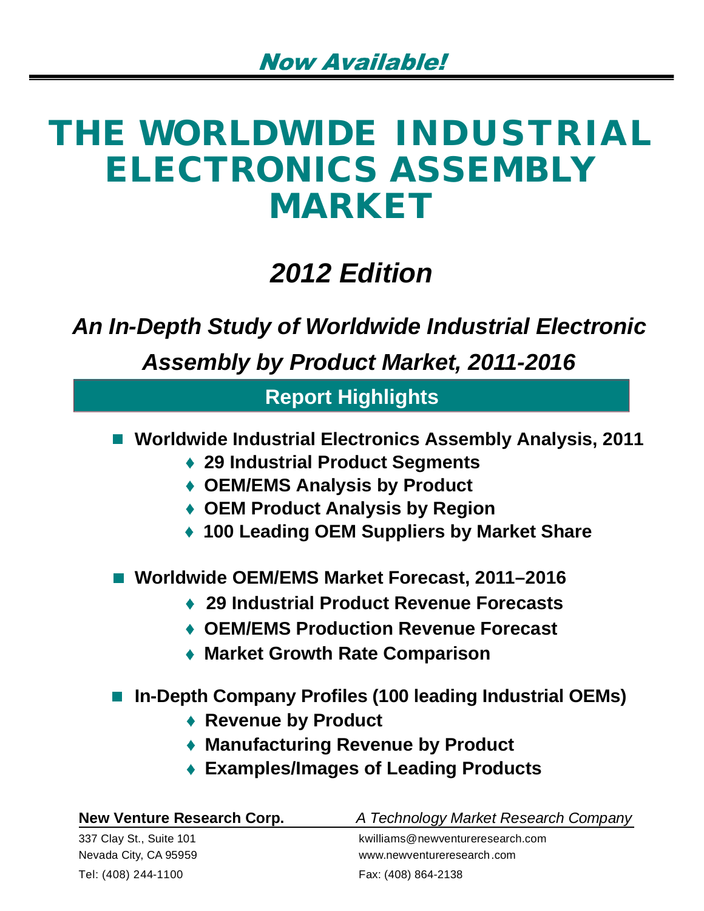*Now Available!*

# THE WORLDWIDE INDUSTRIAL ELECTRONICS ASSEMBLY MARKET

## *2012 Edition*

### *An In-Depth Study of Worldwide Industrial Electronic Assembly by Product Market, 2011-2016*

## Report Highlights

- **Worldwide Industrial Electronics Assembly Analysis, 2011**
  - ♦ **29 Industrial Product Segments**
  - ♦ **OEM/EMS Analysis by Product**
  - ♦ **OEM Product Analysis by Region**
  - ♦ **100 Leading OEM Suppliers by Market Share**

- **Worldwide OEM/EMS Market Forecast, 2011–2016**
  - ♦ **29 Industrial Product Revenue Forecasts**
  - ♦ **OEM/EMS Production Revenue Forecast**
  - ♦ **Market Growth Rate Comparison**

- **In-Depth Company Profiles (100 leading Industrial OEMs)**
  - ♦ **Revenue by Product**
  - ♦ **Manufacturing Revenue by Product**
  - ♦ **Examples/Images of Leading Products**

**New Venture Research Corp.** *A Technology Market Research Company*

337 Clay St., Suite 101
Nevada City, CA 95959
Tel: (408) 244-1100

kwilliams@newventureresearch.com
www.newventureresearch.com
Fax: (408) 864-2138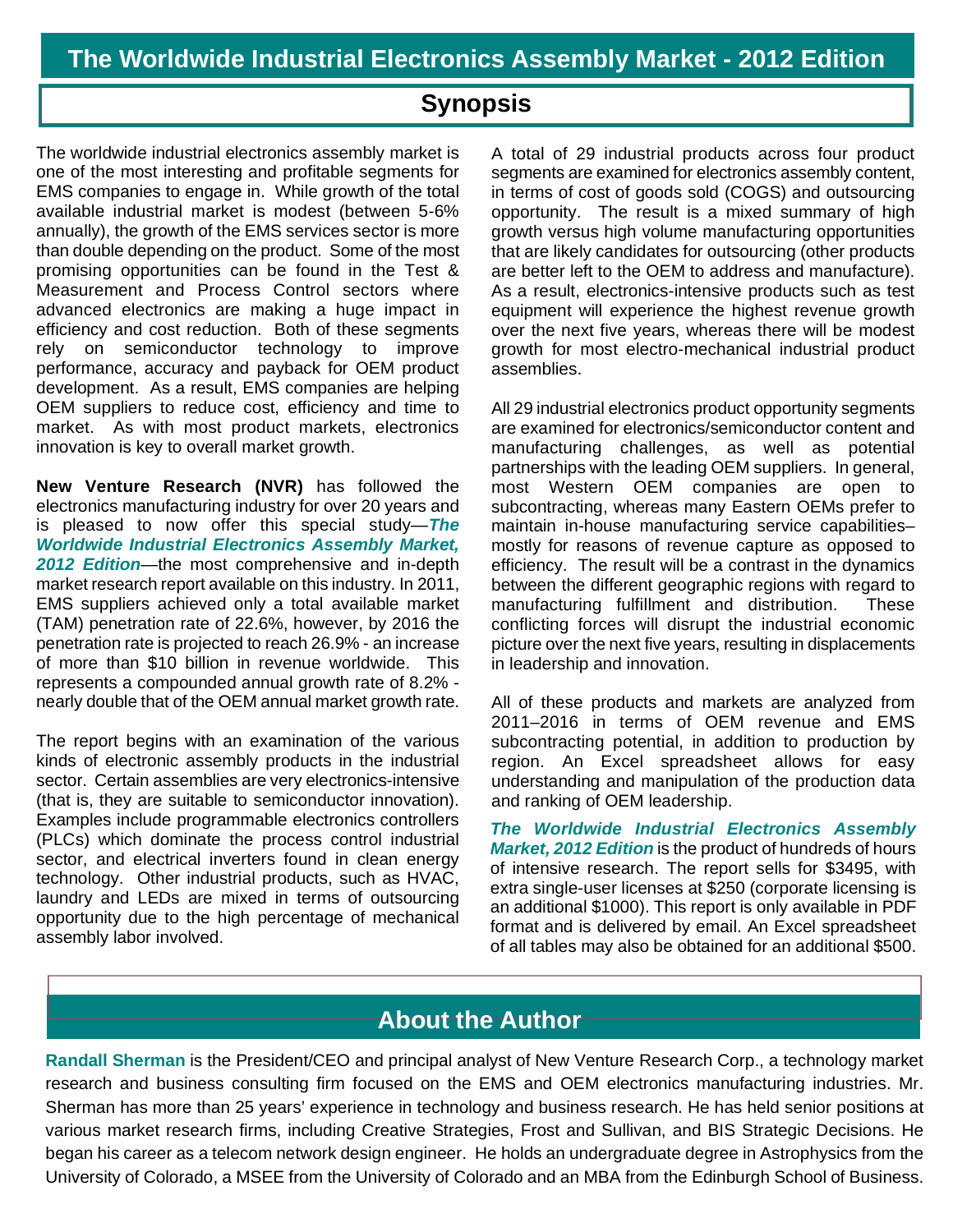# The Worldwide Industrial Electronics Assembly Market - 2012 Edition

## Synopsis

The worldwide industrial electronics assembly market is one of the most interesting and profitable segments for EMS companies to engage in. While growth of the total available industrial market is modest (between 5-6% annually), the growth of the EMS services sector is more than double depending on the product. Some of the most promising opportunities can be found in the Test & Measurement and Process Control sectors where advanced electronics are making a huge impact in efficiency and cost reduction. Both of these segments rely on semiconductor technology to improve performance, accuracy and payback for OEM product development. As a result, EMS companies are helping OEM suppliers to reduce cost, efficiency and time to market. As with most product markets, electronics innovation is key to overall market growth.

**New Venture Research (NVR)** has followed the electronics manufacturing industry for over 20 years and is pleased to now offer this special study—***The Worldwide Industrial Electronics Assembly Market, 2012 Edition***—the most comprehensive and in-depth market research report available on this industry. In 2011, EMS suppliers achieved only a total available market (TAM) penetration rate of 22.6%, however, by 2016 the penetration rate is projected to reach 26.9% - an increase of more than $10 billion in revenue worldwide. This represents a compounded annual growth rate of 8.2% - nearly double that of the OEM annual market growth rate.

The report begins with an examination of the various kinds of electronic assembly products in the industrial sector. Certain assemblies are very electronics-intensive (that is, they are suitable to semiconductor innovation). Examples include programmable electronics controllers (PLCs) which dominate the process control industrial sector, and electrical inverters found in clean energy technology. Other industrial products, such as HVAC, laundry and LEDs are mixed in terms of outsourcing opportunity due to the high percentage of mechanical assembly labor involved.

A total of 29 industrial products across four product segments are examined for electronics assembly content, in terms of cost of goods sold (COGS) and outsourcing opportunity. The result is a mixed summary of high growth versus high volume manufacturing opportunities that are likely candidates for outsourcing (other products are better left to the OEM to address and manufacture). As a result, electronics-intensive products such as test equipment will experience the highest revenue growth over the next five years, whereas there will be modest growth for most electro-mechanical industrial product assemblies.

All 29 industrial electronics product opportunity segments are examined for electronics/semiconductor content and manufacturing challenges, as well as potential partnerships with the leading OEM suppliers. In general, most Western OEM companies are open to subcontracting, whereas many Eastern OEMs prefer to maintain in-house manufacturing service capabilities–mostly for reasons of revenue capture as opposed to efficiency. The result will be a contrast in the dynamics between the different geographic regions with regard to manufacturing fulfillment and distribution. These conflicting forces will disrupt the industrial economic picture over the next five years, resulting in displacements in leadership and innovation.

All of these products and markets are analyzed from 2011–2016 in terms of OEM revenue and EMS subcontracting potential, in addition to production by region. An Excel spreadsheet allows for easy understanding and manipulation of the production data and ranking of OEM leadership.

***The Worldwide Industrial Electronics Assembly Market, 2012 Edition*** is the product of hundreds of hours of intensive research. The report sells for $3495, with extra single-user licenses at $250 (corporate licensing is an additional $1000). This report is only available in PDF format and is delivered by email. An Excel spreadsheet of all tables may also be obtained for an additional $500.

## About the Author

**Randall Sherman** is the President/CEO and principal analyst of New Venture Research Corp., a technology market research and business consulting firm focused on the EMS and OEM electronics manufacturing industries. Mr. Sherman has more than 25 years' experience in technology and business research. He has held senior positions at various market research firms, including Creative Strategies, Frost and Sullivan, and BIS Strategic Decisions. He began his career as a telecom network design engineer. He holds an undergraduate degree in Astrophysics from the University of Colorado, a MSEE from the University of Colorado and an MBA from the Edinburgh School of Business.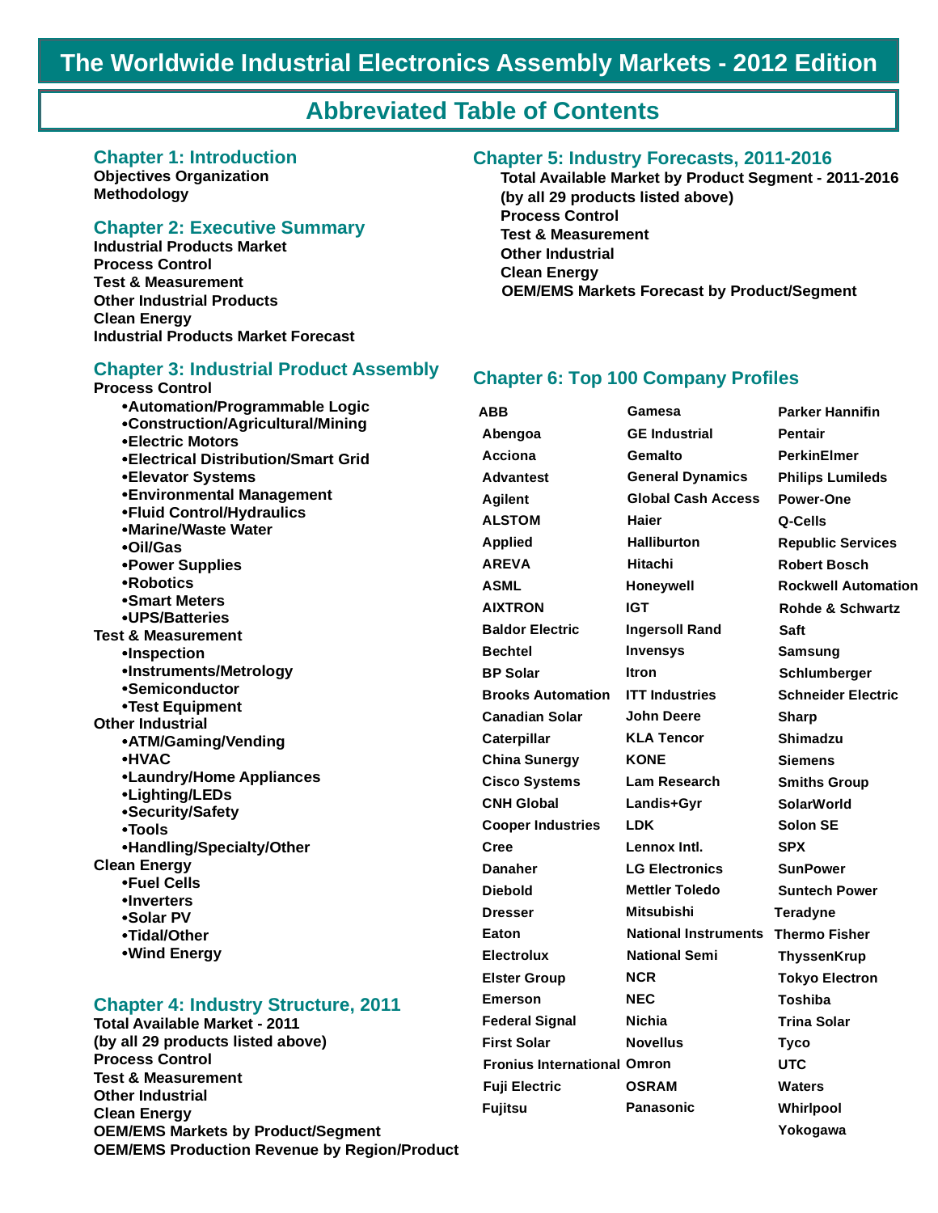# The Worldwide Industrial Electronics Assembly Markets - 2012 Edition

## Abbreviated Table of Contents

### Chapter 1: Introduction

**Objectives Organization**
**Methodology**

### Chapter 2: Executive Summary

**Industrial Products Market**
**Process Control**
**Test & Measurement**
**Other Industrial Products**
**Clean Energy**
**Industrial Products Market Forecast**

### Chapter 3: Industrial Product Assembly

**Process Control**

- Automation/Programmable Logic
- Construction/Agricultural/Mining
- Electric Motors
- Electrical Distribution/Smart Grid
- Elevator Systems
- Environmental Management
- Fluid Control/Hydraulics
- Marine/Waste Water
- Oil/Gas
- Power Supplies
- Robotics
- Smart Meters
- UPS/Batteries

**Test & Measurement**

- Inspection
- Instruments/Metrology
- Semiconductor
- Test Equipment

**Other Industrial**

- ATM/Gaming/Vending
- HVAC
- Laundry/Home Appliances
- Lighting/LEDs
- Security/Safety
- Tools
- Handling/Specialty/Other

**Clean Energy**

- Fuel Cells
- Inverters
- Solar PV
- Tidal/Other
- Wind Energy

### Chapter 4: Industry Structure, 2011

**Total Available Market - 2011**
**(by all 29 products listed above)**
**Process Control**
**Test & Measurement**
**Other Industrial**
**Clean Energy**
**OEM/EMS Markets by Product/Segment**
**OEM/EMS Production Revenue by Region/Product**

### Chapter 5: Industry Forecasts, 2011-2016

**Total Available Market by Product Segment - 2011-2016**
**(by all 29 products listed above)**
**Process Control**
**Test & Measurement**
**Other Industrial**
**Clean Energy**
**OEM/EMS Markets Forecast by Product/Segment**

### Chapter 6: Top 100 Company Profiles

| | | |
|---|---|---|
| ABB | Gamesa | Parker Hannifin |
| Abengoa | GE Industrial | Pentair |
| Acciona | Gemalto | PerkinElmer |
| Advantest | General Dynamics | Philips Lumileds |
| Agilent | Global Cash Access | Power-One |
| ALSTOM | Haier | Q-Cells |
| Applied | Halliburton | Republic Services |
| AREVA | Hitachi | Robert Bosch |
| ASML | Honeywell | Rockwell Automation |
| AIXTRON | IGT | Rohde & Schwartz |
| Baldor Electric | Ingersoll Rand | Saft |
| Bechtel | Invensys | Samsung |
| BP Solar | Itron | Schlumberger |
| Brooks Automation | ITT Industries | Schneider Electric |
| Canadian Solar | John Deere | Sharp |
| Caterpillar | KLA Tencor | Shimadzu |
| China Sunergy | KONE | Siemens |
| Cisco Systems | Lam Research | Smiths Group |
| CNH Global | Landis+Gyr | SolarWorld |
| Cooper Industries | LDK | Solon SE |
| Cree | Lennox Intl. | SPX |
| Danaher | LG Electronics | SunPower |
| Diebold | Mettler Toledo | Suntech Power |
| Dresser | Mitsubishi | Teradyne |
| Eaton | National Instruments | Thermo Fisher |
| Electrolux | National Semi | ThyssenKrup |
| Elster Group | NCR | Tokyo Electron |
| Emerson | NEC | Toshiba |
| Federal Signal | Nichia | Trina Solar |
| First Solar | Novellus | Tyco |
| Fronius International | Omron | UTC |
| Fuji Electric | OSRAM | Waters |
| Fujitsu | Panasonic | Whirlpool |
| | | Yokogawa |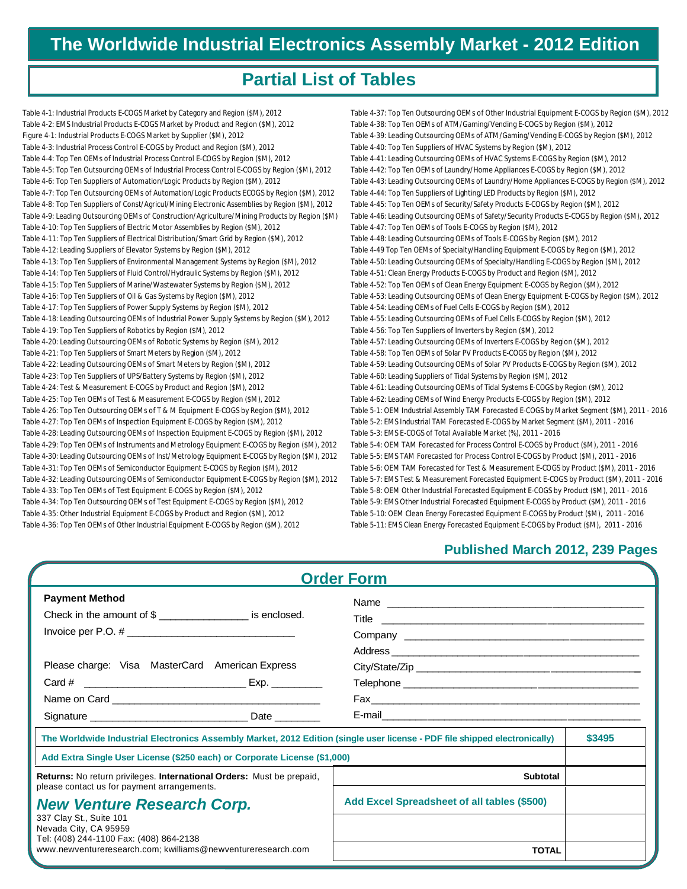# The Worldwide Industrial Electronics Assembly Market - 2012 Edition

## Partial List of Tables

Table 4-1: Industrial Products E-COGS Market by Category and Region ($M), 2012
Table 4-2: EMS Industrial Products E-COGS Market by Product and Region ($M), 2012
Figure 4-1: Industrial Products E-COGS Market by Supplier ($M), 2012
Table 4-3: Industrial Process Control E-COGS by Product and Region ($M), 2012
Table 4-4: Top Ten OEMs of Industrial Process Control E-COGS by Region ($M), 2012
Table 4-5: Top Ten Outsourcing OEMs of Industrial Process Control E-COGS by Region ($M), 2012
Table 4-6: Top Ten Suppliers of Automation/Logic Products by Region ($M), 2012
Table 4-7: Top Ten Outsourcing OEMs of Automation/Logic Products ECOGS by Region ($M), 2012
Table 4-8: Top Ten Suppliers of Const/Agricul/Mining Electronic Assemblies by Region ($M), 2012
Table 4-9: Leading Outsourcing OEMs of Construction/Agriculture/Mining Products by Region ($M)
Table 4-10: Top Ten Suppliers of Electric Motor Assemblies by Region ($M), 2012
Table 4-11: Top Ten Suppliers of Electrical Distribution/Smart Grid by Region ($M), 2012
Table 4-12: Leading Suppliers of Elevator Systems by Region ($M), 2012
Table 4-13: Top Ten Suppliers of Environmental Management Systems by Region ($M), 2012
Table 4-14: Top Ten Suppliers of Fluid Control/Hydraulic Systems by Region ($M), 2012
Table 4-15: Top Ten Suppliers of Marine/Wastewater Systems by Region ($M), 2012
Table 4-16: Top Ten Suppliers of Oil & Gas Systems by Region ($M), 2012
Table 4-17: Top Ten Suppliers of Power Supply Systems by Region ($M), 2012
Table 4-18: Leading Outsourcing OEMs of Industrial Power Supply Systems by Region ($M), 2012
Table 4-19: Top Ten Suppliers of Robotics by Region ($M), 2012
Table 4-20: Leading Outsourcing OEMs of Robotic Systems by Region ($M), 2012
Table 4-21: Top Ten Suppliers of Smart Meters by Region ($M), 2012
Table 4-22: Leading Outsourcing OEMs of Smart Meters by Region ($M), 2012
Table 4-23: Top Ten Suppliers of UPS/Battery Systems by Region ($M), 2012
Table 4-24: Test & Measurement E-COGS by Product and Region ($M), 2012
Table 4-25: Top Ten OEMs of Test & Measurement E-COGS by Region ($M), 2012
Table 4-26: Top Ten Outsourcing OEMs of T & M Equipment E-COGS by Region ($M), 2012
Table 4-27: Top Ten OEMs of Inspection Equipment E-COGS by Region ($M), 2012
Table 4-28: Leading Outsourcing OEMs of Inspection Equipment E-COGS by Region ($M), 2012
Table 4-29: Top Ten OEMs of Instruments and Metrology Equipment E-COGS by Region ($M), 2012
Table 4-30: Leading Outsourcing OEMs of Inst/Metrology Equipment E-COGS by Region ($M), 2012
Table 4-31: Top Ten OEMs of Semiconductor Equipment E-COGS by Region ($M), 2012
Table 4-32: Leading Outsourcing OEMs of Semiconductor Equipment E-COGS by Region ($M), 2012
Table 4-33: Top Ten OEMs of Test Equipment E-COGS by Region ($M), 2012
Table 4-34: Top Ten Outsourcing OEMs of Test Equipment E-COGS by Region ($M), 2012
Table 4-35: Other Industrial Equipment E-COGS by Product and Region ($M), 2012
Table 4-36: Top Ten OEMs of Other Industrial Equipment E-COGS by Region ($M), 2012
Table 4-37: Top Ten Outsourcing OEMs of Other Industrial Equipment E-COGS by Region ($M), 2012
Table 4-38: Top Ten OEMs of ATM/Gaming/Vending E-COGS by Region ($M), 2012
Table 4-39: Leading Outsourcing OEMs of ATM/Gaming/Vending E-COGS by Region ($M), 2012
Table 4-40: Top Ten Suppliers of HVAC Systems by Region ($M), 2012
Table 4-41: Leading Outsourcing OEMs of HVAC Systems E-COGS by Region ($M), 2012
Table 4-42: Top Ten OEMs of Laundry/Home Appliances E-COGS by Region ($M), 2012
Table 4-43: Leading Outsourcing OEMs of Laundry/Home Appliances E-COGS by Region ($M), 2012
Table 4-44: Top Ten Suppliers of Lighting/LED Products by Region ($M), 2012
Table 4-45: Top Ten OEMs of Security/Safety Products E-COGS by Region ($M), 2012
Table 4-46: Leading Outsourcing OEMs of Safety/Security Products E-COGS by Region ($M), 2012
Table 4-47: Top Ten OEMs of Tools E-COGS by Region ($M), 2012
Table 4-48: Leading Outsourcing OEMs of Tools E-COGS by Region ($M), 2012
Table 4-49 Top Ten OEMs of Specialty/Handling Equipment E-COGS by Region ($M), 2012
Table 4-50: Leading Outsourcing OEMs of Specialty/Handling E-COGS by Region ($M), 2012
Table 4-51: Clean Energy Products E-COGS by Product and Region ($M), 2012
Table 4-52: Top Ten OEMs of Clean Energy Equipment E-COGS by Region ($M), 2012
Table 4-53: Leading Outsourcing OEMs of Clean Energy Equipment E-COGS by Region ($M), 2012
Table 4-54: Leading OEMs of Fuel Cells E-COGS by Region ($M), 2012
Table 4-55: Leading Outsourcing OEMs of Fuel Cells E-COGS by Region ($M), 2012
Table 4-56: Top Ten Suppliers of Inverters by Region ($M), 2012
Table 4-57: Leading Outsourcing OEMs of Inverters E-COGS by Region ($M), 2012
Table 4-58: Top Ten OEMs of Solar PV Products E-COGS by Region ($M), 2012
Table 4-59: Leading Outsourcing OEMs of Solar PV Products E-COGS by Region ($M), 2012
Table 4-60: Leading Suppliers of Tidal Systems by Region ($M), 2012
Table 4-61: Leading Outsourcing OEMs of Tidal Systems E-COGS by Region ($M), 2012
Table 4-62: Leading OEMs of Wind Energy Products E-COGS by Region ($M), 2012
Table 5-1: OEM Industrial Assembly TAM Forecasted E-COGS by Market Segment ($M), 2011 - 2016
Table 5-2: EMS Industrial TAM Forecasted E-COGS by Market Segment ($M), 2011 - 2016
Table 5-3: EMS E-COGS of Total Available Market (%), 2011 - 2016
Table 5-4: OEM TAM Forecasted for Process Control E-COGS by Product ($M), 2011 - 2016
Table 5-5: EMS TAM Forecasted for Process Control E-COGS by Product ($M), 2011 - 2016
Table 5-6: OEM TAM Forecasted for Test & Measurement E-COGS by Product ($M), 2011 - 2016
Table 5-7: EMS Test & Measurement Forecasted Equipment E-COGS by Product ($M), 2011 - 2016
Table 5-8: OEM Other Industrial Forecasted Equipment E-COGS by Product ($M), 2011 - 2016
Table 5-9: EMS Other Industrial Forecasted Equipment E-COGS by Product ($M), 2011 - 2016
Table 5-10: OEM Clean Energy Forecasted Equipment E-COGS by Product ($M), 2011 - 2016
Table 5-11: EMS Clean Energy Forecasted Equipment E-COGS by Product ($M), 2011 - 2016

**Published March 2012, 239 Pages**

## Order Form

**Payment Method**

Check in the amount of $ ________________ is enclosed.

Invoice per P.O. # ______________________________

Please charge: Visa MasterCard American Express

Card # ____________________________ Exp. _________

Name on Card ______________________________________

Signature ____________________________ Date ________

Name ______________________________________________

Title ______________________________________________

Company ___________________________________________

Address ____________________________________________

City/State/Zip ______________________________________

Telephone __________________________________________

Fax _______________________________________________

E-mail _____________________________________________

| | |
|---|---|
| **The Worldwide Industrial Electronics Assembly Market, 2012 Edition (single user license - PDF file shipped electronically)** | **$3495** |
| **Add Extra Single User License ($250 each) or Corporate License ($1,000)** | |
| **Subtotal** | |
| **Add Excel Spreadsheet of all tables ($500)** | |
| | |
| **TOTAL** | |

**Returns:** No return privileges. **International Orders:** Must be prepaid, please contact us for payment arrangements.

### *New Venture Research Corp.*

337 Clay St., Suite 101
Nevada City, CA 95959
Tel: (408) 244-1100 Fax: (408) 864-2138
www.newventureresearch.com; kwilliams@newventureresearch.com